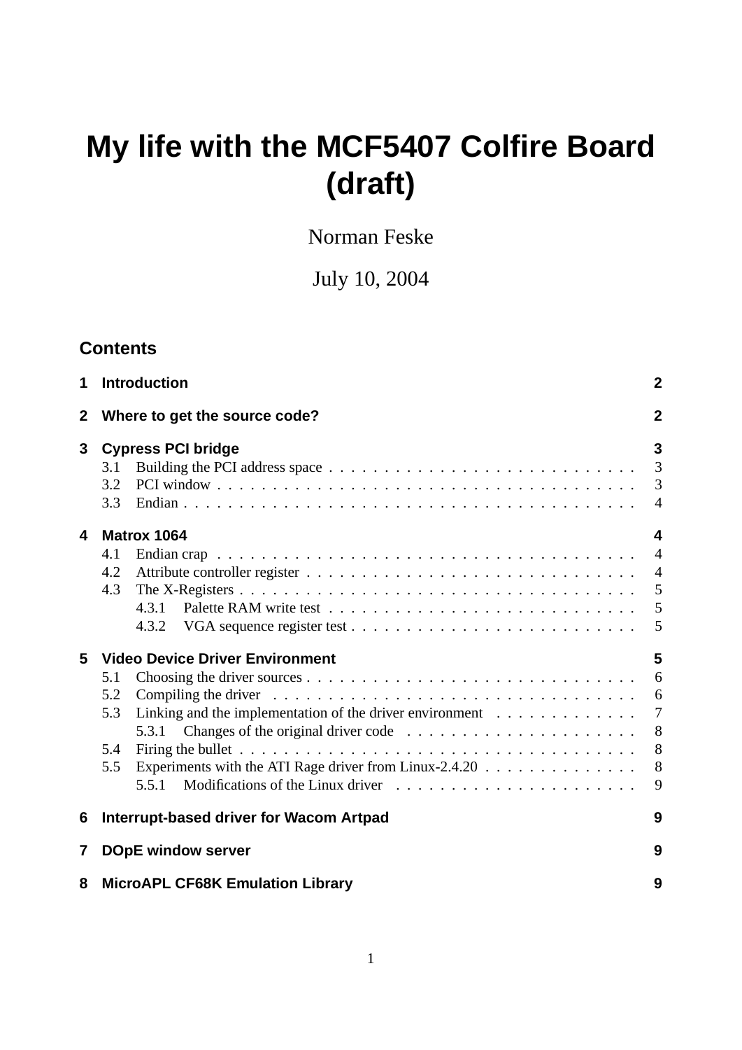# My life with the MCF5407 Colfire Board (draft)

Norman Feske

July 10, 2004

## Contents

- **1 Introduction** — 2
- **2 Where to get the source code?** — 2
- **3 Cypress PCI bridge** — 3
  - 3.1 Building the PCI address space — 3
  - 3.2 PCI window — 3
  - 3.3 Endian — 4
- **4 Matrox 1064** — 4
  - 4.1 Endian crap — 4
  - 4.2 Attribute controller register — 4
  - 4.3 The X-Registers — 5
    - 4.3.1 Palette RAM write test — 5
    - 4.3.2 VGA sequence register test — 5
- **5 Video Device Driver Environment** — 5
  - 5.1 Choosing the driver sources — 6
  - 5.2 Compiling the driver — 6
  - 5.3 Linking and the implementation of the driver environment — 7
    - 5.3.1 Changes of the original driver code — 8
  - 5.4 Firing the bullet — 8
  - 5.5 Experiments with the ATI Rage driver from Linux-2.4.20 — 8
    - 5.5.1 Modifications of the Linux driver — 9
- **6 Interrupt-based driver for Wacom Artpad** — 9
- **7 DOpE window server** — 9
- **8 MicroAPL CF68K Emulation Library** — 9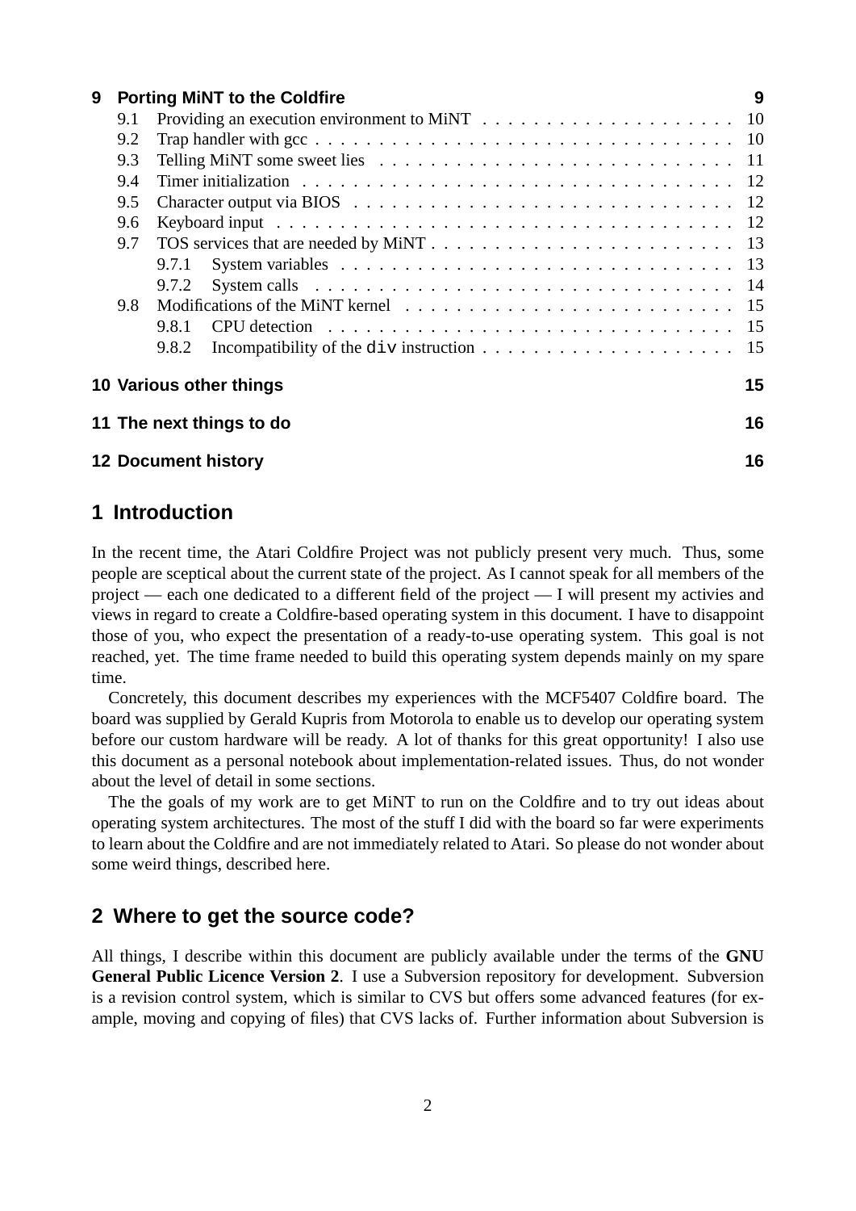| | | |
|---|---|---|
| **9** | **Porting MiNT to the Coldfire** | **9** |
| 9.1 | Providing an execution environment to MiNT | 10 |
| 9.2 | Trap handler with gcc | 10 |
| 9.3 | Telling MiNT some sweet lies | 11 |
| 9.4 | Timer initialization | 12 |
| 9.5 | Character output via BIOS | 12 |
| 9.6 | Keyboard input | 12 |
| 9.7 | TOS services that are needed by MiNT | 13 |
| 9.7.1 | System variables | 13 |
| 9.7.2 | System calls | 14 |
| 9.8 | Modifications of the MiNT kernel | 15 |
| 9.8.1 | CPU detection | 15 |
| 9.8.2 | Incompatibility of the `div` instruction | 15 |
| **10** | **Various other things** | **15** |
| **11** | **The next things to do** | **16** |
| **12** | **Document history** | **16** |

## 1 Introduction

In the recent time, the Atari Coldfire Project was not publicly present very much. Thus, some people are sceptical about the current state of the project. As I cannot speak for all members of the project — each one dedicated to a different field of the project — I will present my activies and views in regard to create a Coldfire-based operating system in this document. I have to disappoint those of you, who expect the presentation of a ready-to-use operating system. This goal is not reached, yet. The time frame needed to build this operating system depends mainly on my spare time.

Concretely, this document describes my experiences with the MCF5407 Coldfire board. The board was supplied by Gerald Kupris from Motorola to enable us to develop our operating system before our custom hardware will be ready. A lot of thanks for this great opportunity! I also use this document as a personal notebook about implementation-related issues. Thus, do not wonder about the level of detail in some sections.

The the goals of my work are to get MiNT to run on the Coldfire and to try out ideas about operating system architectures. The most of the stuff I did with the board so far were experiments to learn about the Coldfire and are not immediately related to Atari. So please do not wonder about some weird things, described here.

## 2 Where to get the source code?

All things, I describe within this document are publicly available under the terms of the **GNU General Public Licence Version 2**. I use a Subversion repository for development. Subversion is a revision control system, which is similar to CVS but offers some advanced features (for example, moving and copying of files) that CVS lacks of. Further information about Subversion is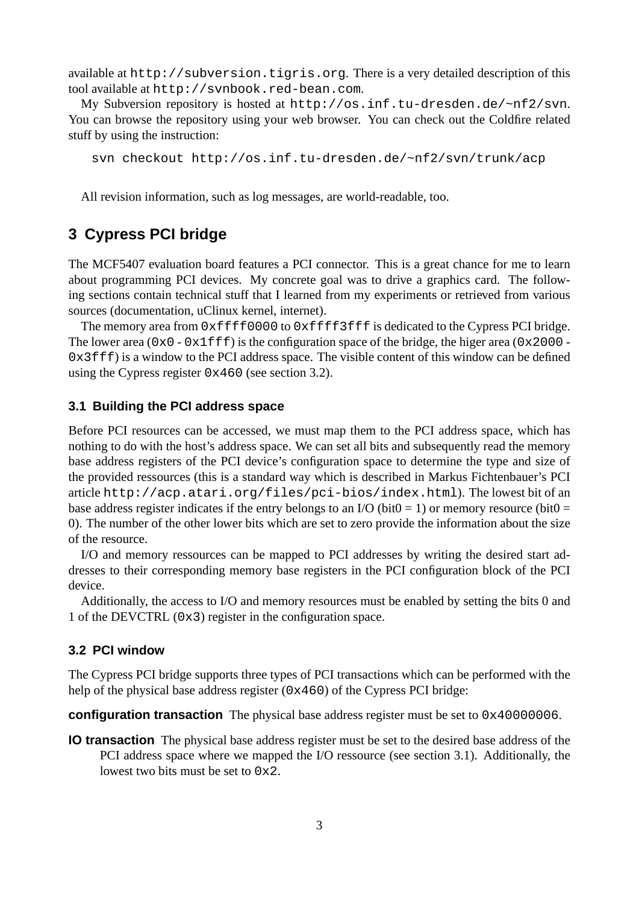available at `http://subversion.tigris.org`. There is a very detailed description of this tool available at `http://svnbook.red-bean.com`.

My Subversion repository is hosted at `http://os.inf.tu-dresden.de/~nf2/svn`. You can browse the repository using your web browser. You can check out the Coldfire related stuff by using the instruction:

```
svn checkout http://os.inf.tu-dresden.de/~nf2/svn/trunk/acp
```

All revision information, such as log messages, are world-readable, too.

## 3 Cypress PCI bridge

The MCF5407 evaluation board features a PCI connector. This is a great chance for me to learn about programming PCI devices. My concrete goal was to drive a graphics card. The following sections contain technical stuff that I learned from my experiments or retrieved from various sources (documentation, uClinux kernel, internet).

The memory area from `0xffff0000` to `0xffff3fff` is dedicated to the Cypress PCI bridge. The lower area (`0x0` - `0x1fff`) is the configuration space of the bridge, the higer area (`0x2000` - `0x3fff`) is a window to the PCI address space. The visible content of this window can be defined using the Cypress register `0x460` (see section 3.2).

### 3.1 Building the PCI address space

Before PCI resources can be accessed, we must map them to the PCI address space, which has nothing to do with the host's address space. We can set all bits and subsequently read the memory base address registers of the PCI device's configuration space to determine the type and size of the provided ressources (this is a standard way which is described in Markus Fichtenbauer's PCI article `http://acp.atari.org/files/pci-bios/index.html`). The lowest bit of an base address register indicates if the entry belongs to an I/O (bit0 = 1) or memory resource (bit0 = 0). The number of the other lower bits which are set to zero provide the information about the size of the resource.

I/O and memory ressources can be mapped to PCI addresses by writing the desired start addresses to their corresponding memory base registers in the PCI configuration block of the PCI device.

Additionally, the access to I/O and memory resources must be enabled by setting the bits 0 and 1 of the DEVCTRL (`0x3`) register in the configuration space.

### 3.2 PCI window

The Cypress PCI bridge supports three types of PCI transactions which can be performed with the help of the physical base address register (`0x460`) of the Cypress PCI bridge:

**configuration transaction** The physical base address register must be set to `0x40000006`.

**IO transaction** The physical base address register must be set to the desired base address of the PCI address space where we mapped the I/O ressource (see section 3.1). Additionally, the lowest two bits must be set to `0x2`.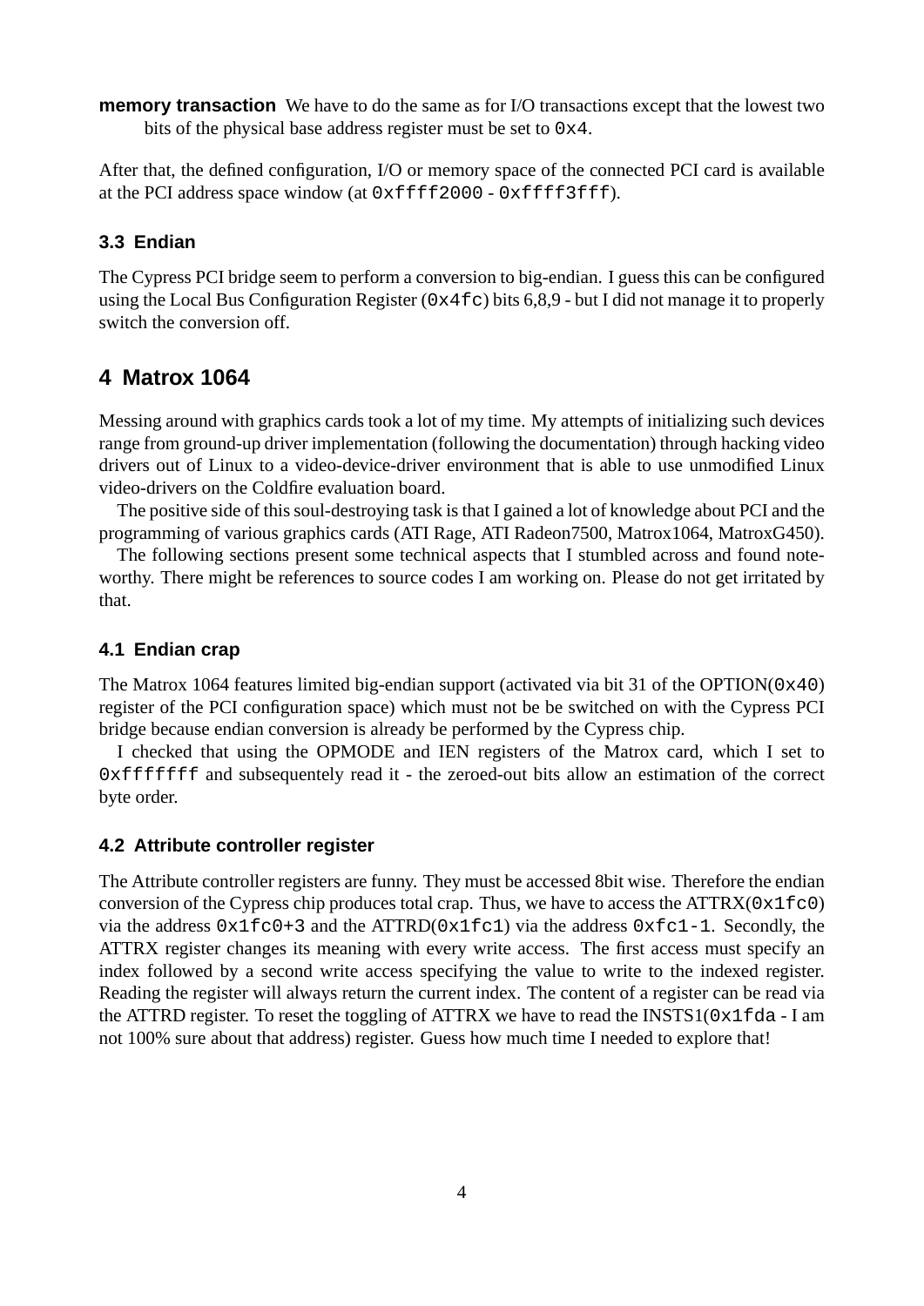**memory transaction** We have to do the same as for I/O transactions except that the lowest two bits of the physical base address register must be set to `0x4`.

After that, the defined configuration, I/O or memory space of the connected PCI card is available at the PCI address space window (at `0xffff2000` - `0xffff3fff`).

### 3.3 Endian

The Cypress PCI bridge seem to perform a conversion to big-endian. I guess this can be configured using the Local Bus Configuration Register (`0x4fc`) bits 6,8,9 - but I did not manage it to properly switch the conversion off.

## 4 Matrox 1064

Messing around with graphics cards took a lot of my time. My attempts of initializing such devices range from ground-up driver implementation (following the documentation) through hacking video drivers out of Linux to a video-device-driver environment that is able to use unmodified Linux video-drivers on the Coldfire evaluation board.

The positive side of this soul-destroying task is that I gained a lot of knowledge about PCI and the programming of various graphics cards (ATI Rage, ATI Radeon7500, Matrox1064, MatroxG450).

The following sections present some technical aspects that I stumbled across and found noteworthy. There might be references to source codes I am working on. Please do not get irritated by that.

### 4.1 Endian crap

The Matrox 1064 features limited big-endian support (activated via bit 31 of the OPTION(`0x40`) register of the PCI configuration space) which must not be be switched on with the Cypress PCI bridge because endian conversion is already be performed by the Cypress chip.

I checked that using the OPMODE and IEN registers of the Matrox card, which I set to `0xfffffff` and subsequentely read it - the zeroed-out bits allow an estimation of the correct byte order.

### 4.2 Attribute controller register

The Attribute controller registers are funny. They must be accessed 8bit wise. Therefore the endian conversion of the Cypress chip produces total crap. Thus, we have to access the ATTRX(`0x1fc0`) via the address `0x1fc0+3` and the ATTRD(`0x1fc1`) via the address `0xfc1-1`. Secondly, the ATTRX register changes its meaning with every write access. The first access must specify an index followed by a second write access specifying the value to write to the indexed register. Reading the register will always return the current index. The content of a register can be read via the ATTRD register. To reset the toggling of ATTRX we have to read the INSTS1(`0x1fda` - I am not 100% sure about that address) register. Guess how much time I needed to explore that!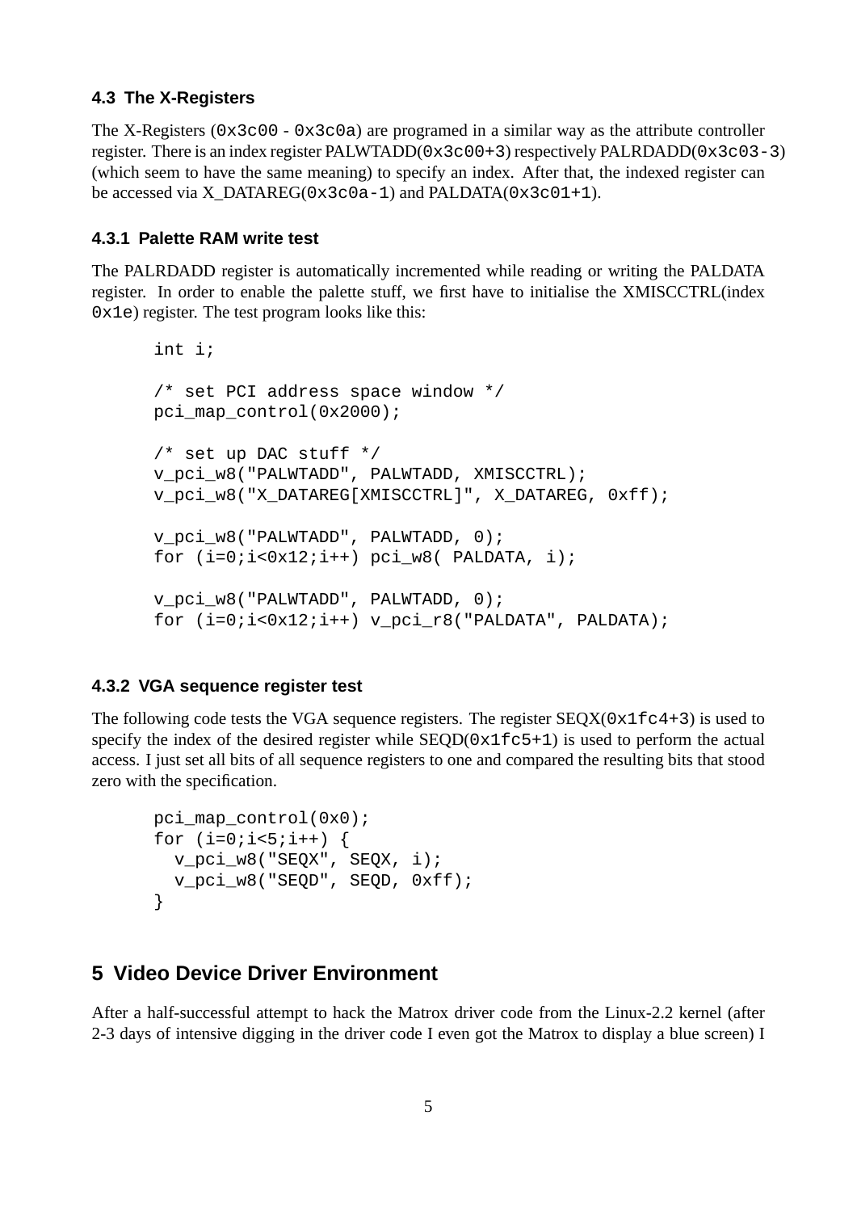### 4.3 The X-Registers

The X-Registers (`0x3c00` - `0x3c0a`) are programed in a similar way as the attribute controller register. There is an index register PALWTADD(`0x3c00+3`) respectively PALRDADD(`0x3c03-3`) (which seem to have the same meaning) to specify an index. After that, the indexed register can be accessed via X_DATAREG(`0x3c0a-1`) and PALDATA(`0x3c01+1`).

#### 4.3.1 Palette RAM write test

The PALRDADD register is automatically incremented while reading or writing the PALDATA register. In order to enable the palette stuff, we first have to initialise the XMISCCTRL(index `0x1e`) register. The test program looks like this:

```
int i;

/* set PCI address space window */
pci_map_control(0x2000);

/* set up DAC stuff */
v_pci_w8("PALWTADD", PALWTADD, XMISCCTRL);
v_pci_w8("X_DATAREG[XMISCCTRL]", X_DATAREG, 0xff);

v_pci_w8("PALWTADD", PALWTADD, 0);
for (i=0;i<0x12;i++) pci_w8( PALDATA, i);

v_pci_w8("PALWTADD", PALWTADD, 0);
for (i=0;i<0x12;i++) v_pci_r8("PALDATA", PALDATA);
```

#### 4.3.2 VGA sequence register test

The following code tests the VGA sequence registers. The register SEQX(`0x1fc4+3`) is used to specify the index of the desired register while SEQD(`0x1fc5+1`) is used to perform the actual access. I just set all bits of all sequence registers to one and compared the resulting bits that stood zero with the specification.

```
pci_map_control(0x0);
for (i=0;i<5;i++) {
  v_pci_w8("SEQX", SEQX, i);
  v_pci_w8("SEQD", SEQD, 0xff);
}
```

## 5 Video Device Driver Environment

After a half-successful attempt to hack the Matrox driver code from the Linux-2.2 kernel (after 2-3 days of intensive digging in the driver code I even got the Matrox to display a blue screen) I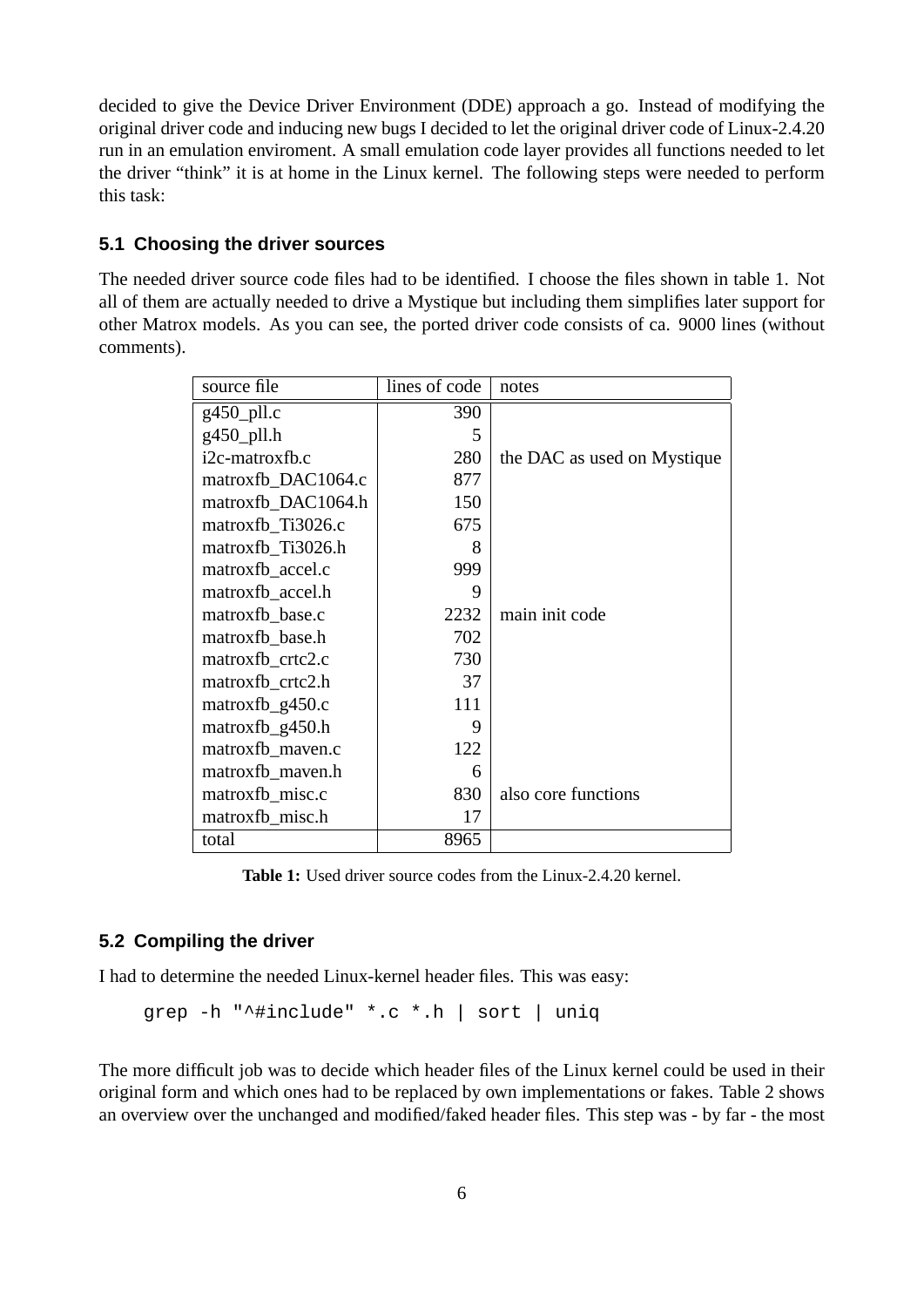decided to give the Device Driver Environment (DDE) approach a go. Instead of modifying the original driver code and inducing new bugs I decided to let the original driver code of Linux-2.4.20 run in an emulation enviroment. A small emulation code layer provides all functions needed to let the driver "think" it is at home in the Linux kernel. The following steps were needed to perform this task:

### 5.1 Choosing the driver sources

The needed driver source code files had to be identified. I choose the files shown in table 1. Not all of them are actually needed to drive a Mystique but including them simplifies later support for other Matrox models. As you can see, the ported driver code consists of ca. 9000 lines (without comments).

| source file | lines of code | notes |
|---|---:|---|
| g450_pll.c | 390 | |
| g450_pll.h | 5 | |
| i2c-matroxfb.c | 280 | the DAC as used on Mystique |
| matroxfb_DAC1064.c | 877 | |
| matroxfb_DAC1064.h | 150 | |
| matroxfb_Ti3026.c | 675 | |
| matroxfb_Ti3026.h | 8 | |
| matroxfb_accel.c | 999 | |
| matroxfb_accel.h | 9 | |
| matroxfb_base.c | 2232 | main init code |
| matroxfb_base.h | 702 | |
| matroxfb_crtc2.c | 730 | |
| matroxfb_crtc2.h | 37 | |
| matroxfb_g450.c | 111 | |
| matroxfb_g450.h | 9 | |
| matroxfb_maven.c | 122 | |
| matroxfb_maven.h | 6 | |
| matroxfb_misc.c | 830 | also core functions |
| matroxfb_misc.h | 17 | |
| total | 8965 | |

**Table 1:** Used driver source codes from the Linux-2.4.20 kernel.

### 5.2 Compiling the driver

I had to determine the needed Linux-kernel header files. This was easy:

```
grep -h "^#include" *.c *.h | sort | uniq
```

The more difficult job was to decide which header files of the Linux kernel could be used in their original form and which ones had to be replaced by own implementations or fakes. Table 2 shows an overview over the unchanged and modified/faked header files. This step was - by far - the most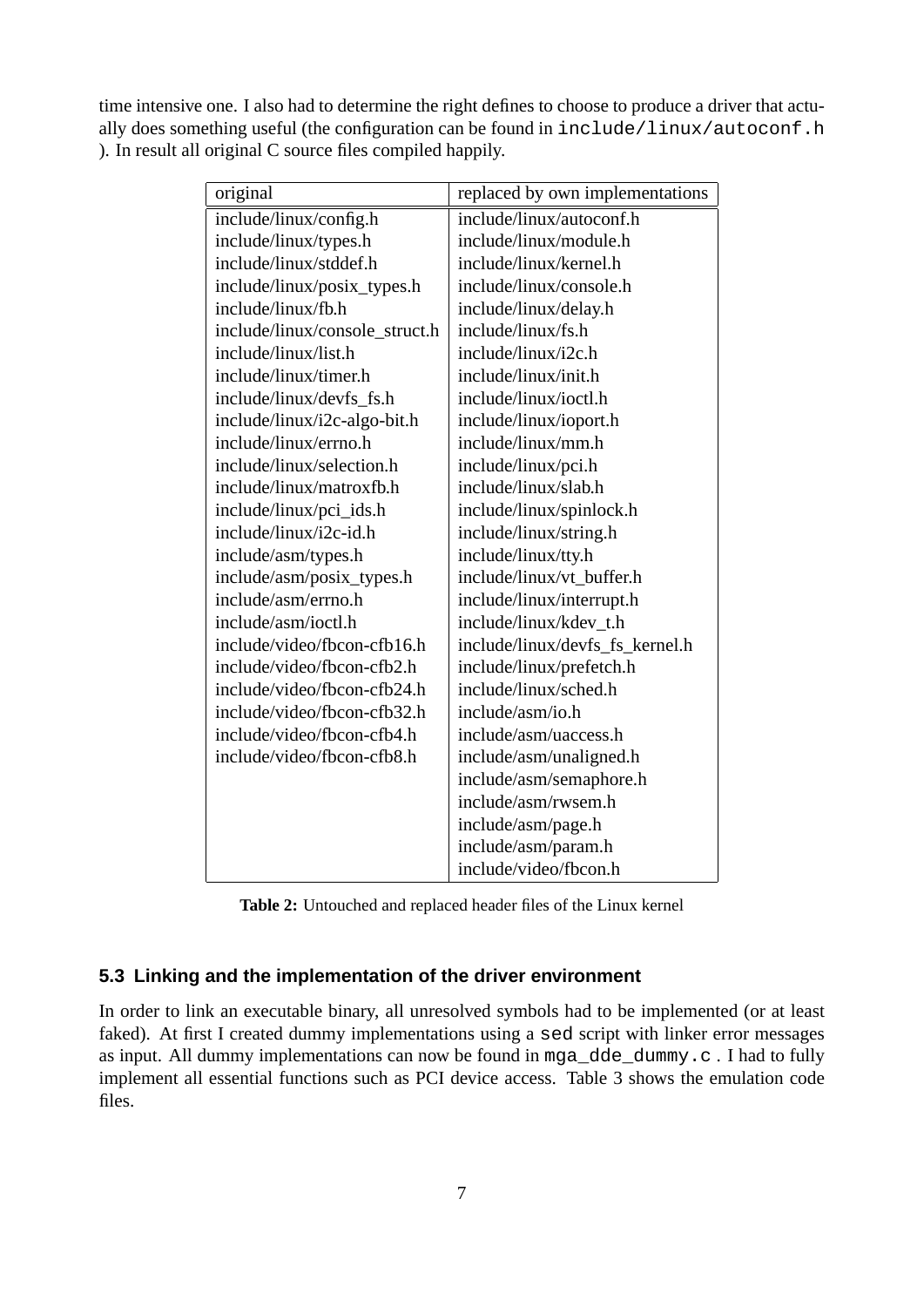time intensive one. I also had to determine the right defines to choose to produce a driver that actually does something useful (the configuration can be found in `include/linux/autoconf.h` ). In result all original C source files compiled happily.

| original | replaced by own implementations |
|---|---|
| include/linux/config.h | include/linux/autoconf.h |
| include/linux/types.h | include/linux/module.h |
| include/linux/stddef.h | include/linux/kernel.h |
| include/linux/posix_types.h | include/linux/console.h |
| include/linux/fb.h | include/linux/delay.h |
| include/linux/console_struct.h | include/linux/fs.h |
| include/linux/list.h | include/linux/i2c.h |
| include/linux/timer.h | include/linux/init.h |
| include/linux/devfs_fs.h | include/linux/ioctl.h |
| include/linux/i2c-algo-bit.h | include/linux/ioport.h |
| include/linux/errno.h | include/linux/mm.h |
| include/linux/selection.h | include/linux/pci.h |
| include/linux/matroxfb.h | include/linux/slab.h |
| include/linux/pci_ids.h | include/linux/spinlock.h |
| include/linux/i2c-id.h | include/linux/string.h |
| include/asm/types.h | include/linux/tty.h |
| include/asm/posix_types.h | include/linux/vt_buffer.h |
| include/asm/errno.h | include/linux/interrupt.h |
| include/asm/ioctl.h | include/linux/kdev_t.h |
| include/video/fbcon-cfb16.h | include/linux/devfs_fs_kernel.h |
| include/video/fbcon-cfb2.h | include/linux/prefetch.h |
| include/video/fbcon-cfb24.h | include/linux/sched.h |
| include/video/fbcon-cfb32.h | include/asm/io.h |
| include/video/fbcon-cfb4.h | include/asm/uaccess.h |
| include/video/fbcon-cfb8.h | include/asm/unaligned.h |
| | include/asm/semaphore.h |
| | include/asm/rwsem.h |
| | include/asm/page.h |
| | include/asm/param.h |
| | include/video/fbcon.h |

**Table 2:** Untouched and replaced header files of the Linux kernel

### 5.3 Linking and the implementation of the driver environment

In order to link an executable binary, all unresolved symbols had to be implemented (or at least faked). At first I created dummy implementations using a `sed` script with linker error messages as input. All dummy implementations can now be found in `mga_dde_dummy.c` . I had to fully implement all essential functions such as PCI device access. Table 3 shows the emulation code files.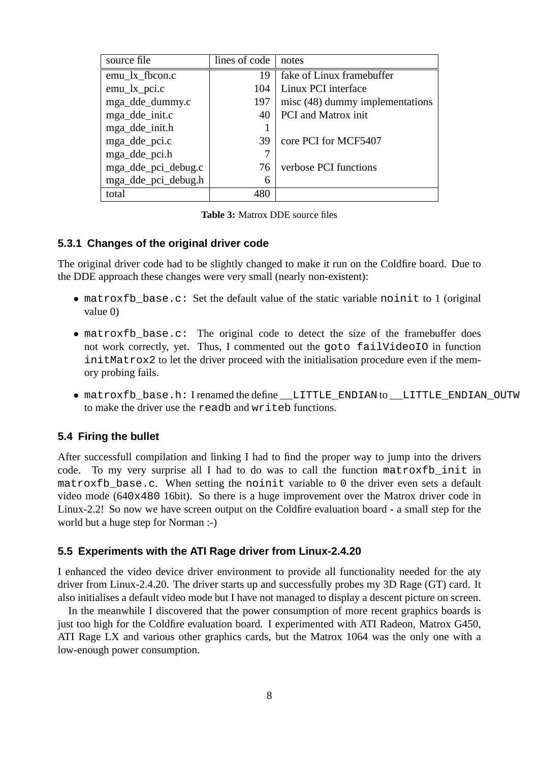| source file | lines of code | notes |
| --- | --- | --- |
| emu_lx_fbcon.c | 19 | fake of Linux framebuffer |
| emu_lx_pci.c | 104 | Linux PCI interface |
| mga_dde_dummy.c | 197 | misc (48) dummy implementations |
| mga_dde_init.c | 40 | PCI and Matrox init |
| mga_dde_init.h | 1 | |
| mga_dde_pci.c | 39 | core PCI for MCF5407 |
| mga_dde_pci.h | 7 | |
| mga_dde_pci_debug.c | 76 | verbose PCI functions |
| mga_dde_pci_debug.h | 6 | |
| total | 480 | |

**Table 3:** Matrox DDE source files

### 5.3.1 Changes of the original driver code

The original driver code had to be slightly changed to make it run on the Coldfire board. Due to the DDE approach these changes were very small (nearly non-existent):

- `matroxfb_base.c`: Set the default value of the static variable `noinit` to 1 (original value 0)
- `matroxfb_base.c`: The original code to detect the size of the framebuffer does not work correctly, yet. Thus, I commented out the `goto failVideoIO` in function `initMatrox2` to let the driver proceed with the initialisation procedure even if the memory probing fails.
- `matroxfb_base.h`: I renamed the define `__LITTLE_ENDIAN` to `__LITTLE_ENDIAN_OUTW` to make the driver use the `readb` and `writeb` functions.

## 5.4 Firing the bullet

After successfull compilation and linking I had to find the proper way to jump into the drivers code. To my very surprise all I had to do was to call the function `matroxfb_init` in `matroxfb_base.c`. When setting the `noinit` variable to `0` the driver even sets a default video mode (`640x480` 16bit). So there is a huge improvement over the Matrox driver code in Linux-2.2! So now we have screen output on the Coldfire evaluation board - a small step for the world but a huge step for Norman :-)

## 5.5 Experiments with the ATI Rage driver from Linux-2.4.20

I enhanced the video device driver environment to provide all functionality needed for the aty driver from Linux-2.4.20. The driver starts up and successfully probes my 3D Rage (GT) card. It also initialises a default video mode but I have not managed to display a descent picture on screen.

In the meanwhile I discovered that the power consumption of more recent graphics boards is just too high for the Coldfire evaluation board. I experimented with ATI Radeon, Matrox G450, ATI Rage LX and various other graphics cards, but the Matrox 1064 was the only one with a low-enough power consumption.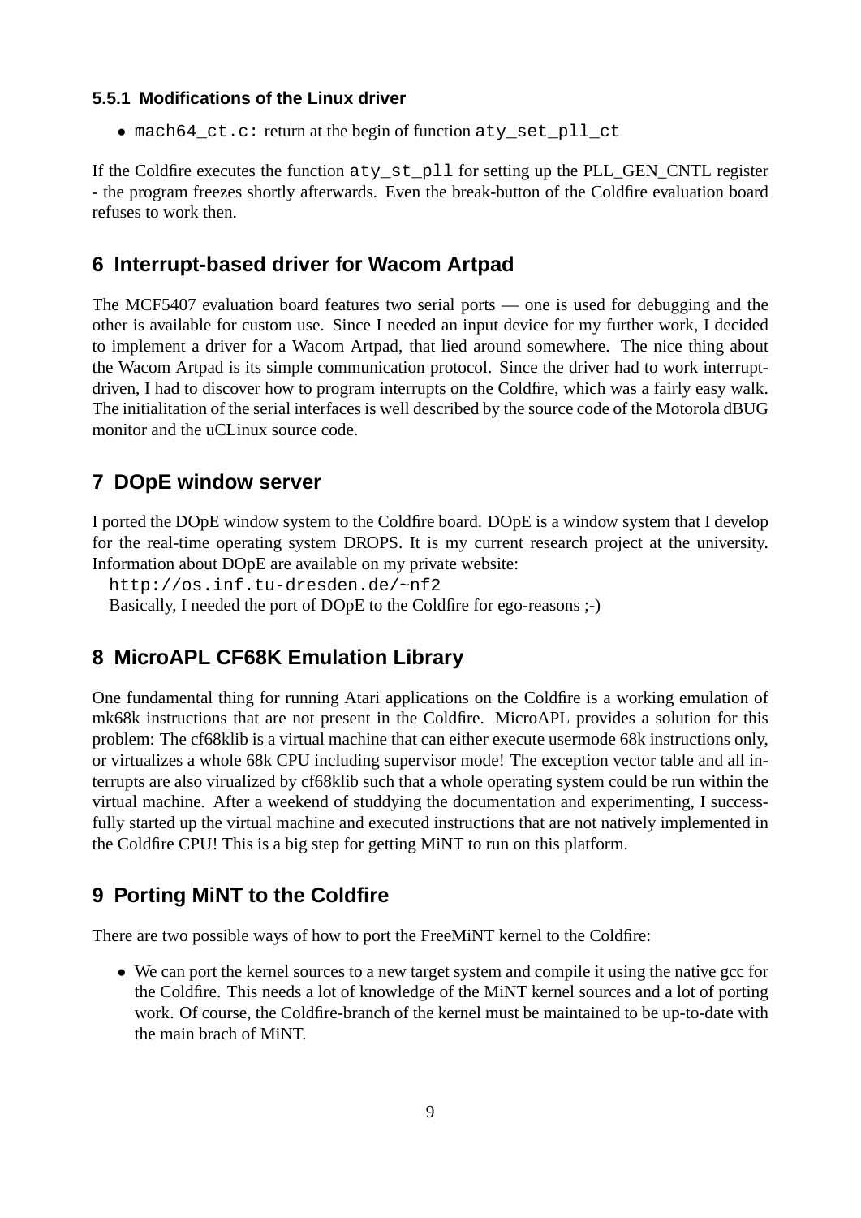### 5.5.1 Modifications of the Linux driver

- `mach64_ct.c:` return at the begin of function `aty_set_pll_ct`

If the Coldfire executes the function `aty_st_pll` for setting up the PLL_GEN_CNTL register - the program freezes shortly afterwards. Even the break-button of the Coldfire evaluation board refuses to work then.

## 6 Interrupt-based driver for Wacom Artpad

The MCF5407 evaluation board features two serial ports — one is used for debugging and the other is available for custom use. Since I needed an input device for my further work, I decided to implement a driver for a Wacom Artpad, that lied around somewhere. The nice thing about the Wacom Artpad is its simple communication protocol. Since the driver had to work interrupt-driven, I had to discover how to program interrupts on the Coldfire, which was a fairly easy walk. The initialitation of the serial interfaces is well described by the source code of the Motorola dBUG monitor and the uCLinux source code.

## 7 DOpE window server

I ported the DOpE window system to the Coldfire board. DOpE is a window system that I develop for the real-time operating system DROPS. It is my current research project at the university. Information about DOpE are available on my private website:

`http://os.inf.tu-dresden.de/~nf2`

Basically, I needed the port of DOpE to the Coldfire for ego-reasons ;-)

## 8 MicroAPL CF68K Emulation Library

One fundamental thing for running Atari applications on the Coldfire is a working emulation of mk68k instructions that are not present in the Coldfire. MicroAPL provides a solution for this problem: The cf68klib is a virtual machine that can either execute usermode 68k instructions only, or virtualizes a whole 68k CPU including supervisor mode! The exception vector table and all interrupts are also virualized by cf68klib such that a whole operating system could be run within the virtual machine. After a weekend of studdying the documentation and experimenting, I successfully started up the virtual machine and executed instructions that are not natively implemented in the Coldfire CPU! This is a big step for getting MiNT to run on this platform.

## 9 Porting MiNT to the Coldfire

There are two possible ways of how to port the FreeMiNT kernel to the Coldfire:

- We can port the kernel sources to a new target system and compile it using the native gcc for the Coldfire. This needs a lot of knowledge of the MiNT kernel sources and a lot of porting work. Of course, the Coldfire-branch of the kernel must be maintained to be up-to-date with the main brach of MiNT.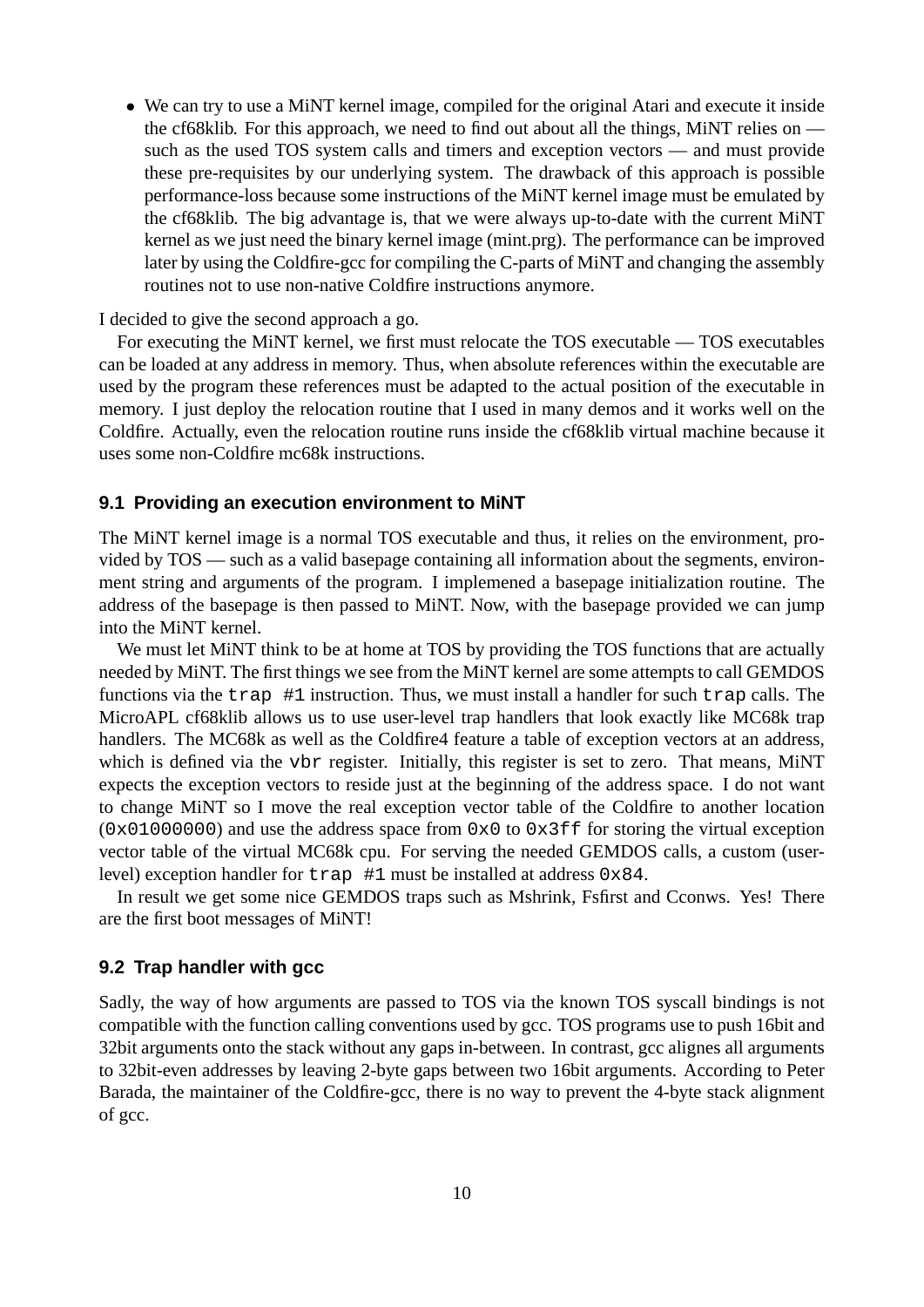- We can try to use a MiNT kernel image, compiled for the original Atari and execute it inside the cf68klib. For this approach, we need to find out about all the things, MiNT relies on — such as the used TOS system calls and timers and exception vectors — and must provide these pre-requisites by our underlying system. The drawback of this approach is possible performance-loss because some instructions of the MiNT kernel image must be emulated by the cf68klib. The big advantage is, that we were always up-to-date with the current MiNT kernel as we just need the binary kernel image (mint.prg). The performance can be improved later by using the Coldfire-gcc for compiling the C-parts of MiNT and changing the assembly routines not to use non-native Coldfire instructions anymore.

I decided to give the second approach a go.

For executing the MiNT kernel, we first must relocate the TOS executable — TOS executables can be loaded at any address in memory. Thus, when absolute references within the executable are used by the program these references must be adapted to the actual position of the executable in memory. I just deploy the relocation routine that I used in many demos and it works well on the Coldfire. Actually, even the relocation routine runs inside the cf68klib virtual machine because it uses some non-Coldfire mc68k instructions.

### 9.1 Providing an execution environment to MiNT

The MiNT kernel image is a normal TOS executable and thus, it relies on the environment, provided by TOS — such as a valid basepage containing all information about the segments, environment string and arguments of the program. I implemened a basepage initialization routine. The address of the basepage is then passed to MiNT. Now, with the basepage provided we can jump into the MiNT kernel.

We must let MiNT think to be at home at TOS by providing the TOS functions that are actually needed by MiNT. The first things we see from the MiNT kernel are some attempts to call GEMDOS functions via the `trap #1` instruction. Thus, we must install a handler for such `trap` calls. The MicroAPL cf68klib allows us to use user-level trap handlers that look exactly like MC68k trap handlers. The MC68k as well as the Coldfire4 feature a table of exception vectors at an address, which is defined via the `vbr` register. Initially, this register is set to zero. That means, MiNT expects the exception vectors to reside just at the beginning of the address space. I do not want to change MiNT so I move the real exception vector table of the Coldfire to another location (`0x01000000`) and use the address space from `0x0` to `0x3ff` for storing the virtual exception vector table of the virtual MC68k cpu. For serving the needed GEMDOS calls, a custom (user-level) exception handler for `trap #1` must be installed at address `0x84`.

In result we get some nice GEMDOS traps such as Mshrink, Fsfirst and Cconws. Yes! There are the first boot messages of MiNT!

### 9.2 Trap handler with gcc

Sadly, the way of how arguments are passed to TOS via the known TOS syscall bindings is not compatible with the function calling conventions used by gcc. TOS programs use to push 16bit and 32bit arguments onto the stack without any gaps in-between. In contrast, gcc alignes all arguments to 32bit-even addresses by leaving 2-byte gaps between two 16bit arguments. According to Peter Barada, the maintainer of the Coldfire-gcc, there is no way to prevent the 4-byte stack alignment of gcc.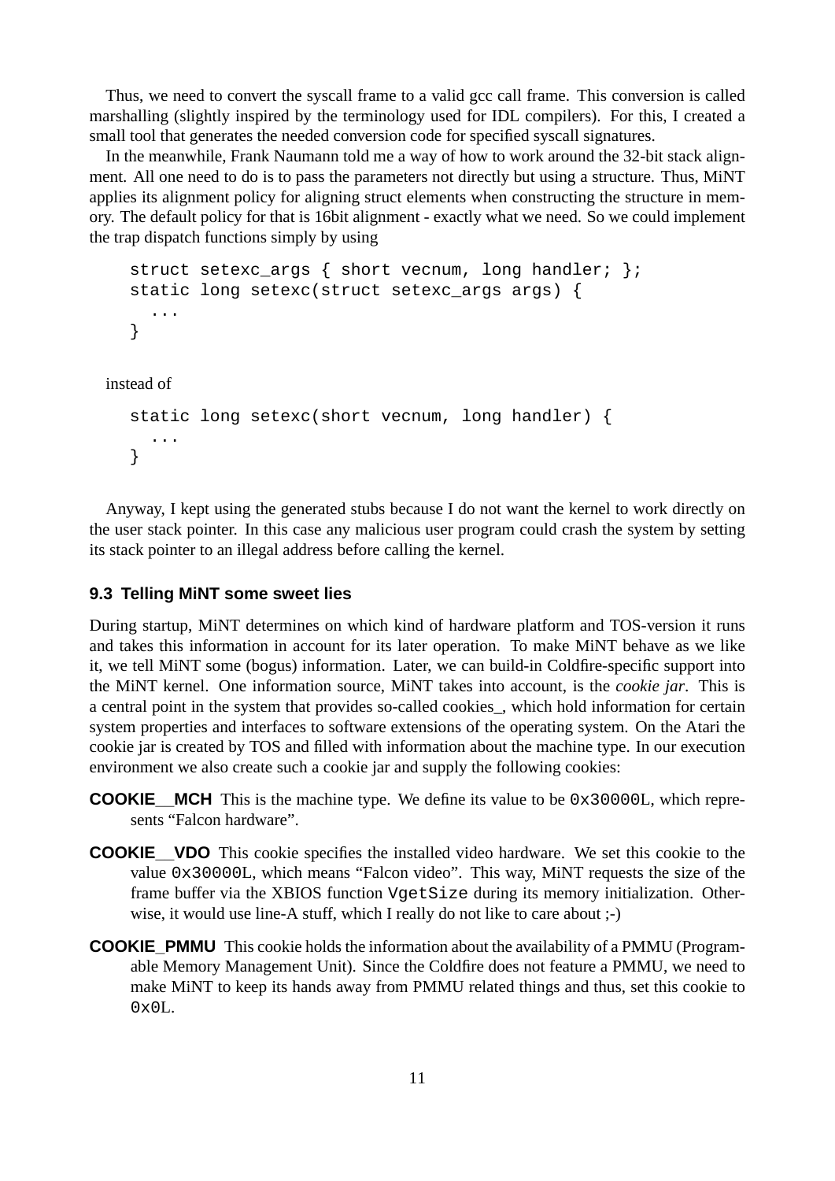Thus, we need to convert the syscall frame to a valid gcc call frame. This conversion is called marshalling (slightly inspired by the terminology used for IDL compilers). For this, I created a small tool that generates the needed conversion code for specified syscall signatures.

In the meanwhile, Frank Naumann told me a way of how to work around the 32-bit stack alignment. All one need to do is to pass the parameters not directly but using a structure. Thus, MiNT applies its alignment policy for aligning struct elements when constructing the structure in memory. The default policy for that is 16bit alignment - exactly what we need. So we could implement the trap dispatch functions simply by using

```
struct setexc_args { short vecnum, long handler; };
static long setexc(struct setexc_args args) {
  ...
}
```

instead of

```
static long setexc(short vecnum, long handler) {
  ...
}
```

Anyway, I kept using the generated stubs because I do not want the kernel to work directly on the user stack pointer. In this case any malicious user program could crash the system by setting its stack pointer to an illegal address before calling the kernel.

### 9.3 Telling MiNT some sweet lies

During startup, MiNT determines on which kind of hardware platform and TOS-version it runs and takes this information in account for its later operation. To make MiNT behave as we like it, we tell MiNT some (bogus) information. Later, we can build-in Coldfire-specific support into the MiNT kernel. One information source, MiNT takes into account, is the *cookie jar*. This is a central point in the system that provides so-called cookies_, which hold information for certain system properties and interfaces to software extensions of the operating system. On the Atari the cookie jar is created by TOS and filled with information about the machine type. In our execution environment we also create such a cookie jar and supply the following cookies:

**COOKIE__MCH** This is the machine type. We define its value to be `0x30000L`, which represents “Falcon hardware”.

**COOKIE__VDO** This cookie specifies the installed video hardware. We set this cookie to the value `0x30000L`, which means “Falcon video”. This way, MiNT requests the size of the frame buffer via the XBIOS function `VgetSize` during its memory initialization. Otherwise, it would use line-A stuff, which I really do not like to care about ;-)

**COOKIE_PMMU** This cookie holds the information about the availability of a PMMU (Programable Memory Management Unit). Since the Coldfire does not feature a PMMU, we need to make MiNT to keep its hands away from PMMU related things and thus, set this cookie to `0x0L`.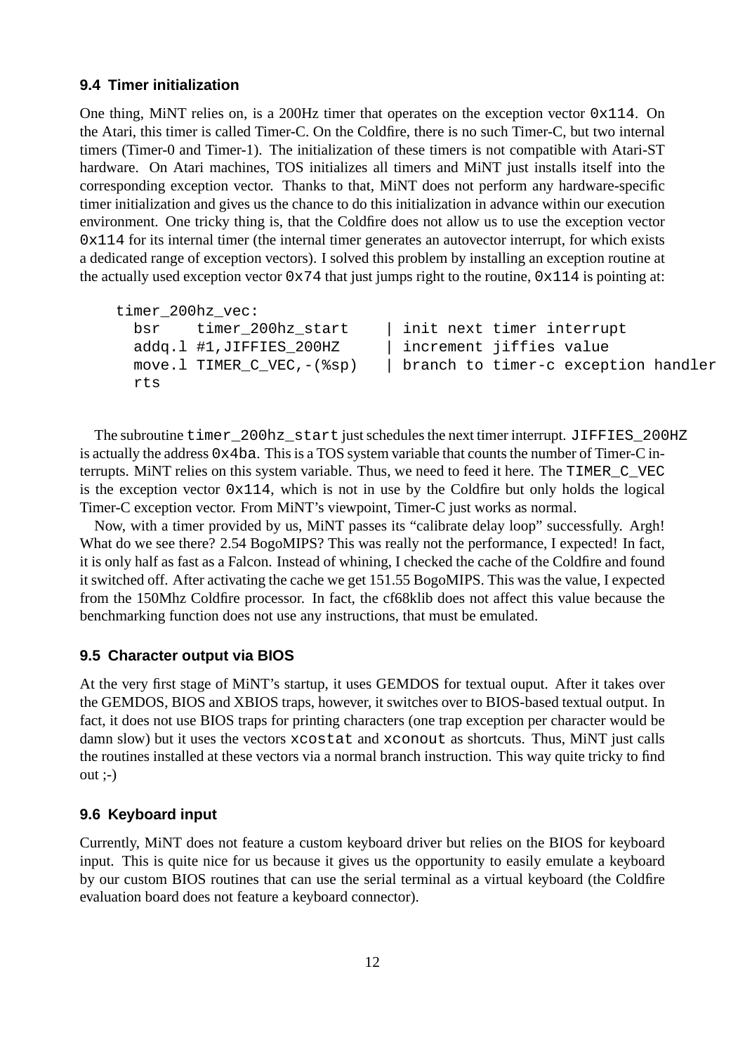### 9.4 Timer initialization

One thing, MiNT relies on, is a 200Hz timer that operates on the exception vector `0x114`. On the Atari, this timer is called Timer-C. On the Coldfire, there is no such Timer-C, but two internal timers (Timer-0 and Timer-1). The initialization of these timers is not compatible with Atari-ST hardware. On Atari machines, TOS initializes all timers and MiNT just installs itself into the corresponding exception vector. Thanks to that, MiNT does not perform any hardware-specific timer initialization and gives us the chance to do this initialization in advance within our execution environment. One tricky thing is, that the Coldfire does not allow us to use the exception vector `0x114` for its internal timer (the internal timer generates an autovector interrupt, for which exists a dedicated range of exception vectors). I solved this problem by installing an exception routine at the actually used exception vector `0x74` that just jumps right to the routine, `0x114` is pointing at:

```
timer_200hz_vec:
  bsr    timer_200hz_start    | init next timer interrupt
  addq.l #1,JIFFIES_200HZ     | increment jiffies value
  move.l TIMER_C_VEC,-(%sp)   | branch to timer-c exception handler
  rts
```

The subroutine `timer_200hz_start` just schedules the next timer interrupt. `JIFFIES_200HZ` is actually the address `0x4ba`. This is a TOS system variable that counts the number of Timer-C interrupts. MiNT relies on this system variable. Thus, we need to feed it here. The `TIMER_C_VEC` is the exception vector `0x114`, which is not in use by the Coldfire but only holds the logical Timer-C exception vector. From MiNT's viewpoint, Timer-C just works as normal.

Now, with a timer provided by us, MiNT passes its "calibrate delay loop" successfully. Argh! What do we see there? 2.54 BogoMIPS? This was really not the performance, I expected! In fact, it is only half as fast as a Falcon. Instead of whining, I checked the cache of the Coldfire and found it switched off. After activating the cache we get 151.55 BogoMIPS. This was the value, I expected from the 150Mhz Coldfire processor. In fact, the cf68klib does not affect this value because the benchmarking function does not use any instructions, that must be emulated.

### 9.5 Character output via BIOS

At the very first stage of MiNT's startup, it uses GEMDOS for textual ouput. After it takes over the GEMDOS, BIOS and XBIOS traps, however, it switches over to BIOS-based textual output. In fact, it does not use BIOS traps for printing characters (one trap exception per character would be damn slow) but it uses the vectors `xcostat` and `xconout` as shortcuts. Thus, MiNT just calls the routines installed at these vectors via a normal branch instruction. This way quite tricky to find out ;-)

### 9.6 Keyboard input

Currently, MiNT does not feature a custom keyboard driver but relies on the BIOS for keyboard input. This is quite nice for us because it gives us the opportunity to easily emulate a keyboard by our custom BIOS routines that can use the serial terminal as a virtual keyboard (the Coldfire evaluation board does not feature a keyboard connector).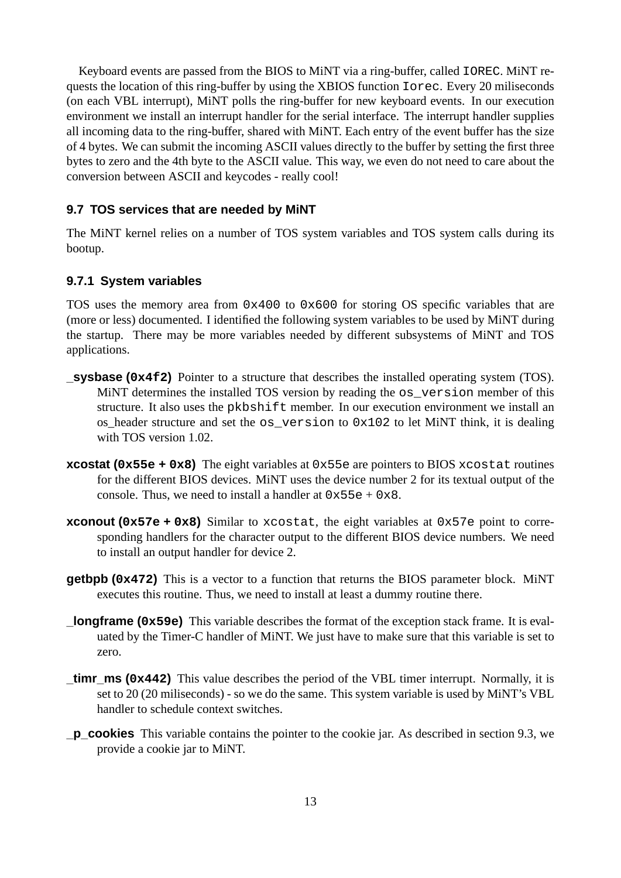Keyboard events are passed from the BIOS to MiNT via a ring-buffer, called `IOREC`. MiNT requests the location of this ring-buffer by using the XBIOS function `Iorec`. Every 20 miliseconds (on each VBL interrupt), MiNT polls the ring-buffer for new keyboard events. In our execution environment we install an interrupt handler for the serial interface. The interrupt handler supplies all incoming data to the ring-buffer, shared with MiNT. Each entry of the event buffer has the size of 4 bytes. We can submit the incoming ASCII values directly to the buffer by setting the first three bytes to zero and the 4th byte to the ASCII value. This way, we even do not need to care about the conversion between ASCII and keycodes - really cool!

### 9.7 TOS services that are needed by MiNT

The MiNT kernel relies on a number of TOS system variables and TOS system calls during its bootup.

#### 9.7.1 System variables

TOS uses the memory area from `0x400` to `0x600` for storing OS specific variables that are (more or less) documented. I identified the following system variables to be used by MiNT during the startup. There may be more variables needed by different subsystems of MiNT and TOS applications.

**_sysbase (`0x4f2`)** Pointer to a structure that describes the installed operating system (TOS). MiNT determines the installed TOS version by reading the `os_version` member of this structure. It also uses the `pkbshift` member. In our execution environment we install an os_header structure and set the `os_version` to `0x102` to let MiNT think, it is dealing with TOS version 1.02.

**xcostat (`0x55e` + `0x8`)** The eight variables at `0x55e` are pointers to BIOS `xcostat` routines for the different BIOS devices. MiNT uses the device number 2 for its textual output of the console. Thus, we need to install a handler at `0x55e` + `0x8`.

**xconout (`0x57e` + `0x8`)** Similar to `xcostat`, the eight variables at `0x57e` point to corresponding handlers for the character output to the different BIOS device numbers. We need to install an output handler for device 2.

**getbpb (`0x472`)** This is a vector to a function that returns the BIOS parameter block. MiNT executes this routine. Thus, we need to install at least a dummy routine there.

**_longframe (`0x59e`)** This variable describes the format of the exception stack frame. It is evaluated by the Timer-C handler of MiNT. We just have to make sure that this variable is set to zero.

**_timr_ms (`0x442`)** This value describes the period of the VBL timer interrupt. Normally, it is set to 20 (20 miliseconds) - so we do the same. This system variable is used by MiNT's VBL handler to schedule context switches.

**_p_cookies** This variable contains the pointer to the cookie jar. As described in section 9.3, we provide a cookie jar to MiNT.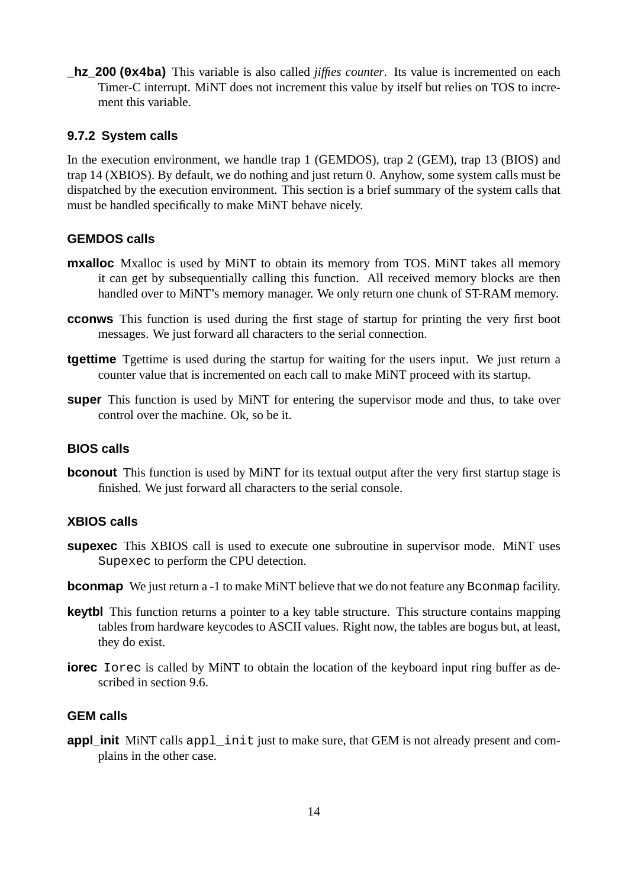**_hz_200 (0x4ba)** This variable is also called *jiffies counter*. Its value is incremented on each Timer-C interrupt. MiNT does not increment this value by itself but relies on TOS to increment this variable.

### 9.7.2 System calls

In the execution environment, we handle trap 1 (GEMDOS), trap 2 (GEM), trap 13 (BIOS) and trap 14 (XBIOS). By default, we do nothing and just return 0. Anyhow, some system calls must be dispatched by the execution environment. This section is a brief summary of the system calls that must be handled specifically to make MiNT behave nicely.

#### GEMDOS calls

**mxalloc** Mxalloc is used by MiNT to obtain its memory from TOS. MiNT takes all memory it can get by subsequentially calling this function. All received memory blocks are then handled over to MiNT's memory manager. We only return one chunk of ST-RAM memory.

**cconws** This function is used during the first stage of startup for printing the very first boot messages. We just forward all characters to the serial connection.

**tgettime** Tgettime is used during the startup for waiting for the users input. We just return a counter value that is incremented on each call to make MiNT proceed with its startup.

**super** This function is used by MiNT for entering the supervisor mode and thus, to take over control over the machine. Ok, so be it.

#### BIOS calls

**bconout** This function is used by MiNT for its textual output after the very first startup stage is finished. We just forward all characters to the serial console.

#### XBIOS calls

**supexec** This XBIOS call is used to execute one subroutine in supervisor mode. MiNT uses `Supexec` to perform the CPU detection.

**bconmap** We just return a -1 to make MiNT believe that we do not feature any `Bconmap` facility.

**keytbl** This function returns a pointer to a key table structure. This structure contains mapping tables from hardware keycodes to ASCII values. Right now, the tables are bogus but, at least, they do exist.

**iorec** `Iorec` is called by MiNT to obtain the location of the keyboard input ring buffer as described in section 9.6.

#### GEM calls

**appl_init** MiNT calls `appl_init` just to make sure, that GEM is not already present and complains in the other case.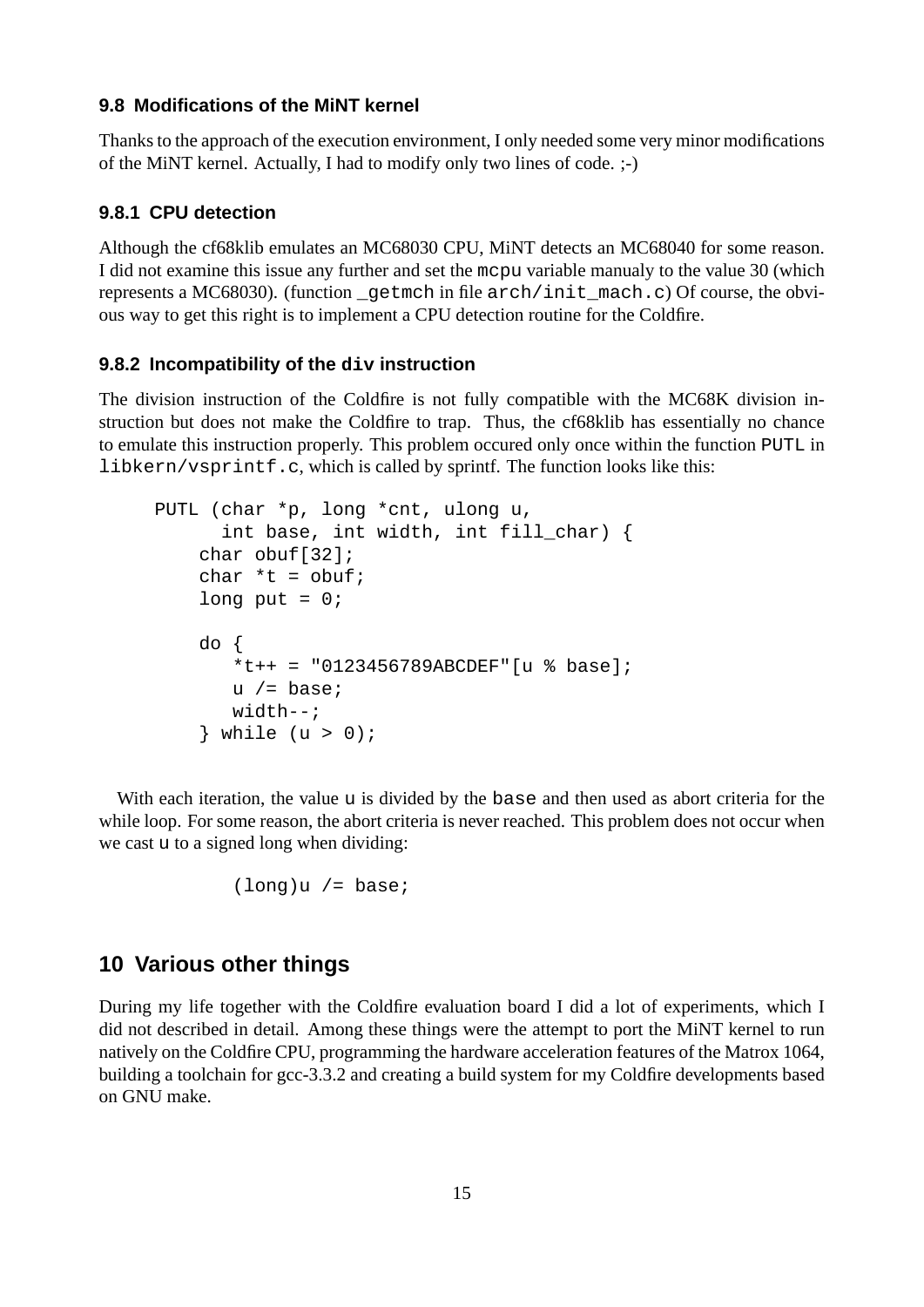### 9.8 Modifications of the MiNT kernel

Thanks to the approach of the execution environment, I only needed some very minor modifications of the MiNT kernel. Actually, I had to modify only two lines of code. ;-)

#### 9.8.1 CPU detection

Although the cf68klib emulates an MC68030 CPU, MiNT detects an MC68040 for some reason. I did not examine this issue any further and set the `mcpu` variable manualy to the value 30 (which represents a MC68030). (function `_getmch` in file `arch/init_mach.c`) Of course, the obvious way to get this right is to implement a CPU detection routine for the Coldfire.

#### 9.8.2 Incompatibility of the `div` instruction

The division instruction of the Coldfire is not fully compatible with the MC68K division instruction but does not make the Coldfire to trap. Thus, the cf68klib has essentially no chance to emulate this instruction properly. This problem occured only once within the function `PUTL` in `libkern/vsprintf.c`, which is called by sprintf. The function looks like this:

```
PUTL (char *p, long *cnt, ulong u,
      int base, int width, int fill_char) {
    char obuf[32];
    char *t = obuf;
    long put = 0;

    do {
       *t++ = "0123456789ABCDEF"[u % base];
       u /= base;
       width--;
    } while (u > 0);
```

With each iteration, the value `u` is divided by the `base` and then used as abort criteria for the while loop. For some reason, the abort criteria is never reached. This problem does not occur when we cast `u` to a signed long when dividing:

```
(long)u /= base;
```

## 10 Various other things

During my life together with the Coldfire evaluation board I did a lot of experiments, which I did not described in detail. Among these things were the attempt to port the MiNT kernel to run natively on the Coldfire CPU, programming the hardware acceleration features of the Matrox 1064, building a toolchain for gcc-3.3.2 and creating a build system for my Coldfire developments based on GNU make.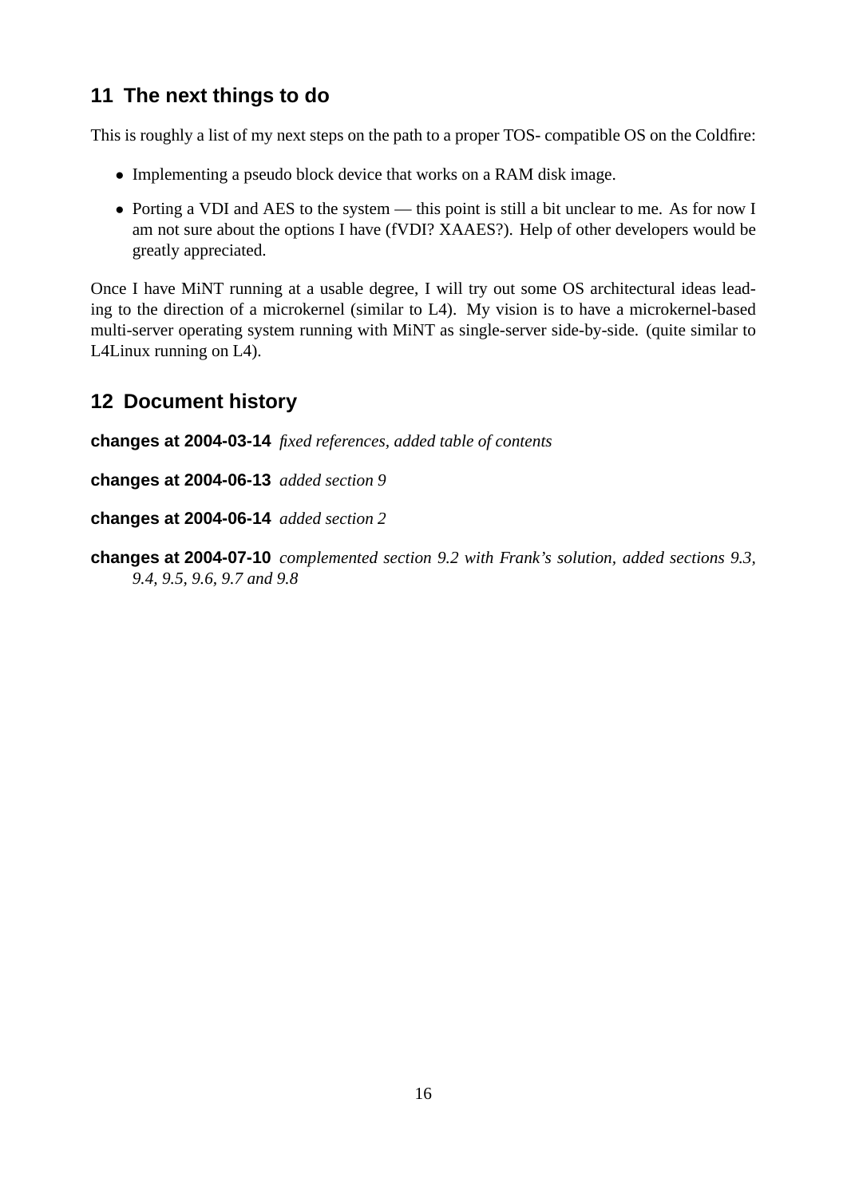## 11 The next things to do

This is roughly a list of my next steps on the path to a proper TOS- compatible OS on the Coldfire:

- Implementing a pseudo block device that works on a RAM disk image.
- Porting a VDI and AES to the system — this point is still a bit unclear to me. As for now I am not sure about the options I have (fVDI? XAAES?). Help of other developers would be greatly appreciated.

Once I have MiNT running at a usable degree, I will try out some OS architectural ideas leading to the direction of a microkernel (similar to L4). My vision is to have a microkernel-based multi-server operating system running with MiNT as single-server side-by-side. (quite similar to L4Linux running on L4).

## 12 Document history

**changes at 2004-03-14** *fixed references, added table of contents*

**changes at 2004-06-13** *added section 9*

**changes at 2004-06-14** *added section 2*

**changes at 2004-07-10** *complemented section 9.2 with Frank's solution, added sections 9.3, 9.4, 9.5, 9.6, 9.7 and 9.8*